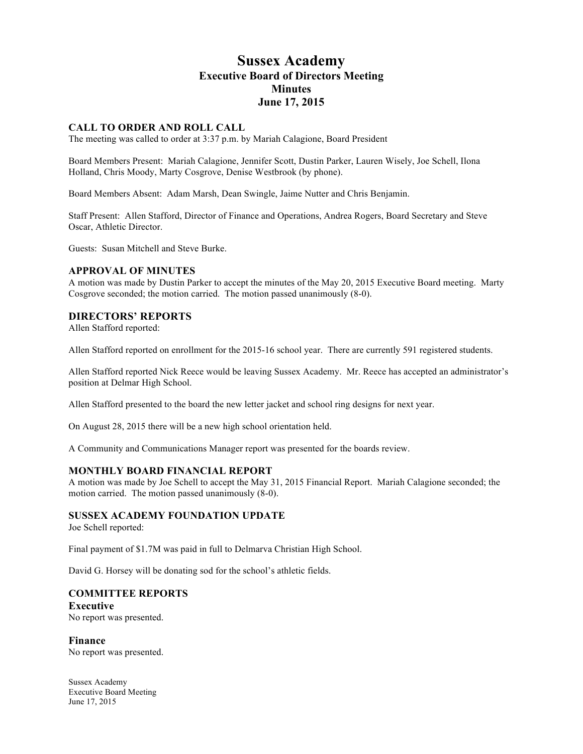# Sussex Academy
## Executive Board of Directors Meeting
## Minutes
## June 17, 2015

### CALL TO ORDER AND ROLL CALL

The meeting was called to order at 3:37 p.m. by Mariah Calagione, Board President

Board Members Present: Mariah Calagione, Jennifer Scott, Dustin Parker, Lauren Wisely, Joe Schell, Ilona Holland, Chris Moody, Marty Cosgrove, Denise Westbrook (by phone).

Board Members Absent: Adam Marsh, Dean Swingle, Jaime Nutter and Chris Benjamin.

Staff Present: Allen Stafford, Director of Finance and Operations, Andrea Rogers, Board Secretary and Steve Oscar, Athletic Director.

Guests: Susan Mitchell and Steve Burke.

### APPROVAL OF MINUTES

A motion was made by Dustin Parker to accept the minutes of the May 20, 2015 Executive Board meeting. Marty Cosgrove seconded; the motion carried. The motion passed unanimously (8-0).

### DIRECTORS' REPORTS

Allen Stafford reported:

Allen Stafford reported on enrollment for the 2015-16 school year. There are currently 591 registered students.

Allen Stafford reported Nick Reece would be leaving Sussex Academy. Mr. Reece has accepted an administrator's position at Delmar High School.

Allen Stafford presented to the board the new letter jacket and school ring designs for next year.

On August 28, 2015 there will be a new high school orientation held.

A Community and Communications Manager report was presented for the boards review.

### MONTHLY BOARD FINANCIAL REPORT

A motion was made by Joe Schell to accept the May 31, 2015 Financial Report. Mariah Calagione seconded; the motion carried. The motion passed unanimously (8-0).

### SUSSEX ACADEMY FOUNDATION UPDATE

Joe Schell reported:

Final payment of $1.7M was paid in full to Delmarva Christian High School.

David G. Horsey will be donating sod for the school's athletic fields.

### COMMITTEE REPORTS

#### Executive

No report was presented.

#### Finance

No report was presented.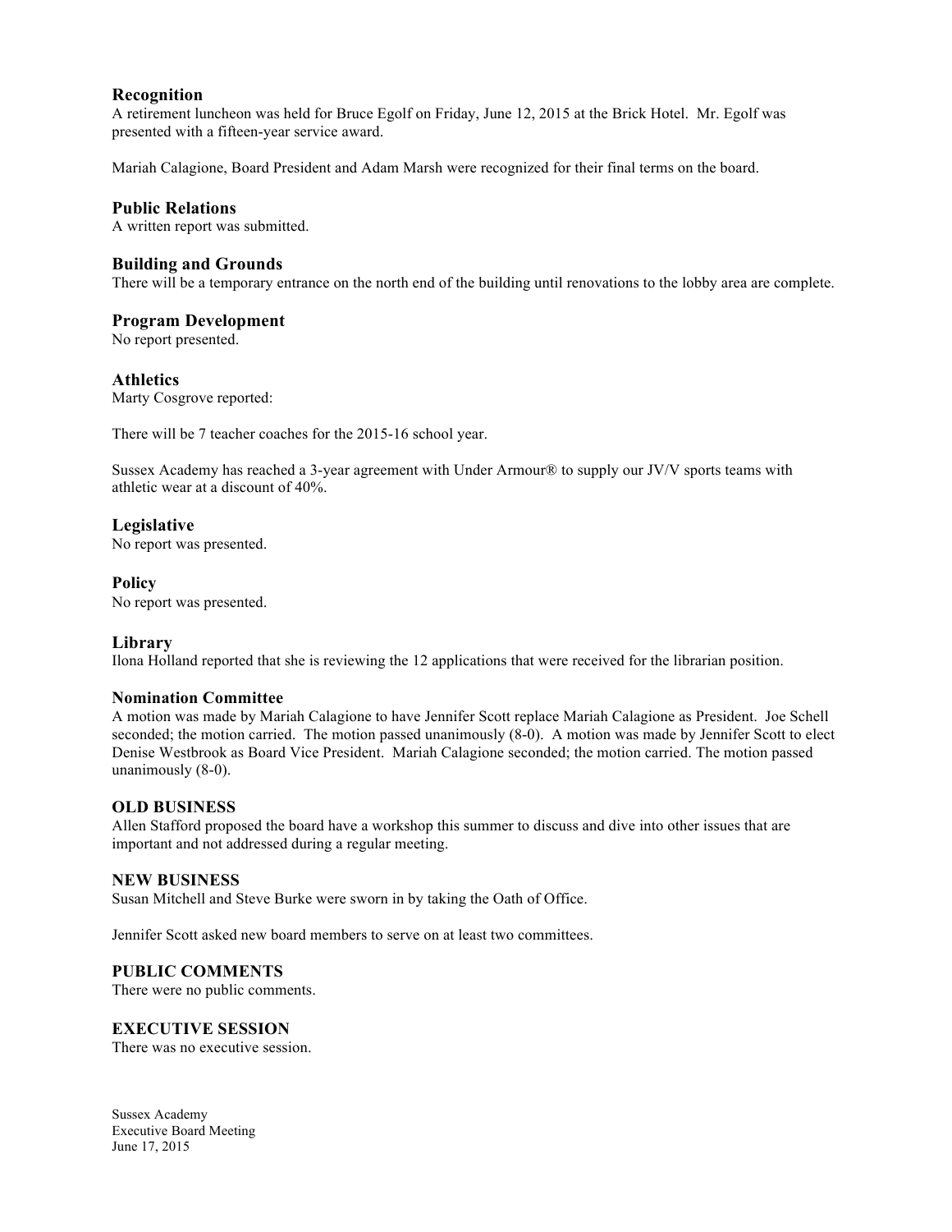### Recognition

A retirement luncheon was held for Bruce Egolf on Friday, June 12, 2015 at the Brick Hotel. Mr. Egolf was presented with a fifteen-year service award.

Mariah Calagione, Board President and Adam Marsh were recognized for their final terms on the board.

### Public Relations

A written report was submitted.

### Building and Grounds

There will be a temporary entrance on the north end of the building until renovations to the lobby area are complete.

### Program Development

No report presented.

### Athletics

Marty Cosgrove reported:

There will be 7 teacher coaches for the 2015-16 school year.

Sussex Academy has reached a 3-year agreement with Under Armour® to supply our JV/V sports teams with athletic wear at a discount of 40%.

### Legislative

No report was presented.

### Policy

No report was presented.

### Library

Ilona Holland reported that she is reviewing the 12 applications that were received for the librarian position.

### Nomination Committee

A motion was made by Mariah Calagione to have Jennifer Scott replace Mariah Calagione as President. Joe Schell seconded; the motion carried. The motion passed unanimously (8-0). A motion was made by Jennifer Scott to elect Denise Westbrook as Board Vice President. Mariah Calagione seconded; the motion carried. The motion passed unanimously (8-0).

### OLD BUSINESS

Allen Stafford proposed the board have a workshop this summer to discuss and dive into other issues that are important and not addressed during a regular meeting.

### NEW BUSINESS

Susan Mitchell and Steve Burke were sworn in by taking the Oath of Office.

Jennifer Scott asked new board members to serve on at least two committees.

### PUBLIC COMMENTS

There were no public comments.

### EXECUTIVE SESSION

There was no executive session.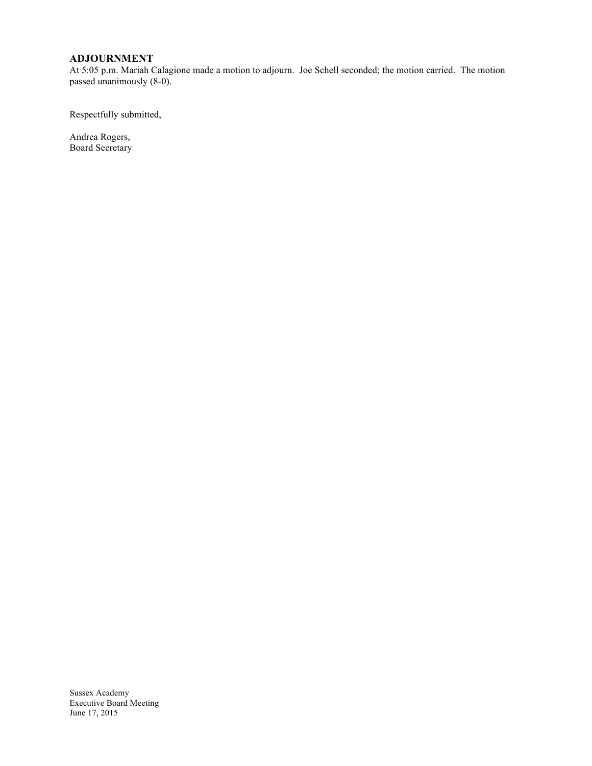## ADJOURNMENT

At 5:05 p.m. Mariah Calagione made a motion to adjourn. Joe Schell seconded; the motion carried. The motion passed unanimously (8-0).

Respectfully submitted,

Andrea Rogers,
Board Secretary